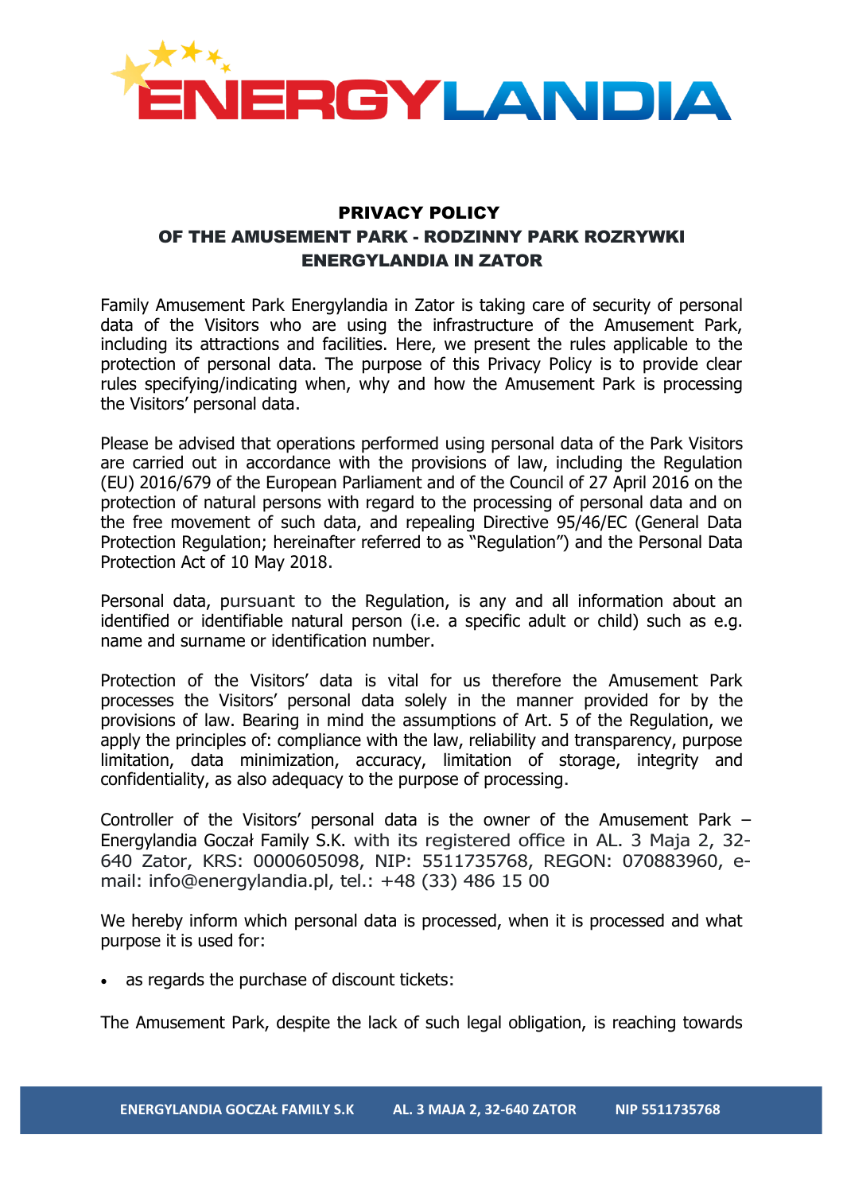# PRIVACY POLICY
## OF THE AMUSEMENT PARK - RODZINNY PARK ROZRYWKI ENERGYLANDIA IN ZATOR

Family Amusement Park Energylandia in Zator is taking care of security of personal data of the Visitors who are using the infrastructure of the Amusement Park, including its attractions and facilities. Here, we present the rules applicable to the protection of personal data. The purpose of this Privacy Policy is to provide clear rules specifying/indicating when, why and how the Amusement Park is processing the Visitors' personal data.

Please be advised that operations performed using personal data of the Park Visitors are carried out in accordance with the provisions of law, including the Regulation (EU) 2016/679 of the European Parliament and of the Council of 27 April 2016 on the protection of natural persons with regard to the processing of personal data and on the free movement of such data, and repealing Directive 95/46/EC (General Data Protection Regulation; hereinafter referred to as "Regulation") and the Personal Data Protection Act of 10 May 2018.

Personal data, pursuant to the Regulation, is any and all information about an identified or identifiable natural person (i.e. a specific adult or child) such as e.g. name and surname or identification number.

Protection of the Visitors' data is vital for us therefore the Amusement Park processes the Visitors' personal data solely in the manner provided for by the provisions of law. Bearing in mind the assumptions of Art. 5 of the Regulation, we apply the principles of: compliance with the law, reliability and transparency, purpose limitation, data minimization, accuracy, limitation of storage, integrity and confidentiality, as also adequacy to the purpose of processing.

Controller of the Visitors' personal data is the owner of the Amusement Park – Energylandia Goczał Family S.K. with its registered office in AL. 3 Maja 2, 32-640 Zator, KRS: 0000605098, NIP: 5511735768, REGON: 070883960, e-mail: info@energylandia.pl, tel.: +48 (33) 486 15 00

We hereby inform which personal data is processed, when it is processed and what purpose it is used for:

- as regards the purchase of discount tickets:

The Amusement Park, despite the lack of such legal obligation, is reaching towards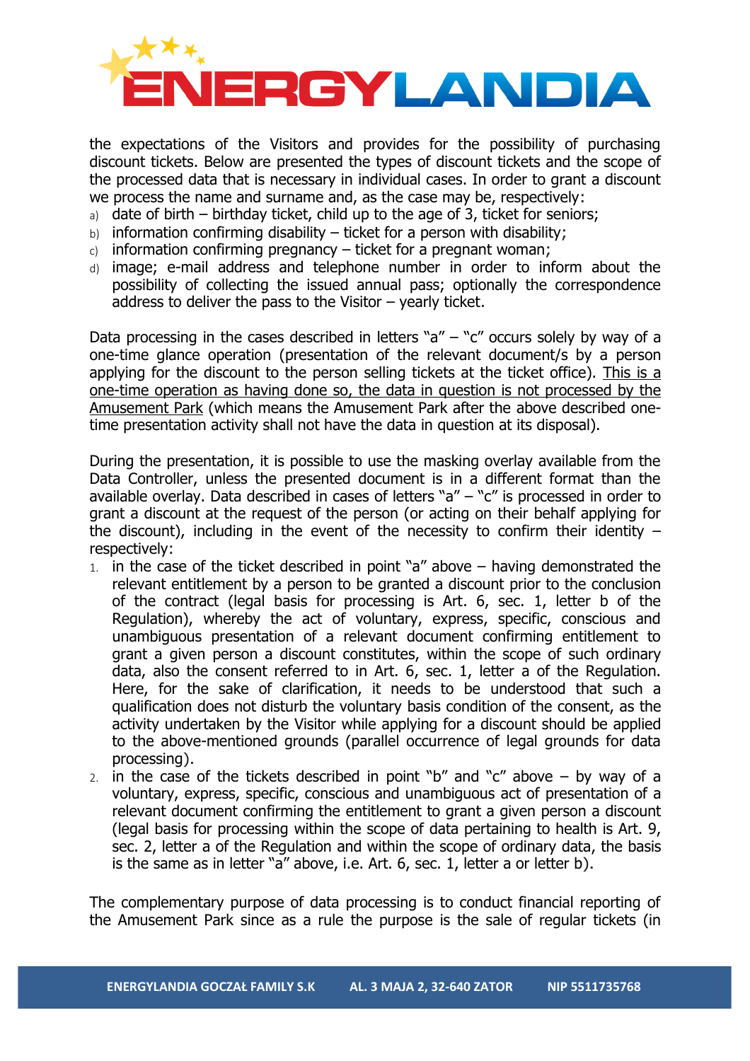the expectations of the Visitors and provides for the possibility of purchasing discount tickets. Below are presented the types of discount tickets and the scope of the processed data that is necessary in individual cases. In order to grant a discount we process the name and surname and, as the case may be, respectively:

a) date of birth – birthday ticket, child up to the age of 3, ticket for seniors;
b) information confirming disability – ticket for a person with disability;
c) information confirming pregnancy – ticket for a pregnant woman;
d) image; e-mail address and telephone number in order to inform about the possibility of collecting the issued annual pass; optionally the correspondence address to deliver the pass to the Visitor – yearly ticket.

Data processing in the cases described in letters "a" – "c" occurs solely by way of a one-time glance operation (presentation of the relevant document/s by a person applying for the discount to the person selling tickets at the ticket office). This is a one-time operation as having done so, the data in question is not processed by the Amusement Park (which means the Amusement Park after the above described one-time presentation activity shall not have the data in question at its disposal).

During the presentation, it is possible to use the masking overlay available from the Data Controller, unless the presented document is in a different format than the available overlay. Data described in cases of letters "a" – "c" is processed in order to grant a discount at the request of the person (or acting on their behalf applying for the discount), including in the event of the necessity to confirm their identity – respectively:

1. in the case of the ticket described in point "a" above – having demonstrated the relevant entitlement by a person to be granted a discount prior to the conclusion of the contract (legal basis for processing is Art. 6, sec. 1, letter b of the Regulation), whereby the act of voluntary, express, specific, conscious and unambiguous presentation of a relevant document confirming entitlement to grant a given person a discount constitutes, within the scope of such ordinary data, also the consent referred to in Art. 6, sec. 1, letter a of the Regulation. Here, for the sake of clarification, it needs to be understood that such a qualification does not disturb the voluntary basis condition of the consent, as the activity undertaken by the Visitor while applying for a discount should be applied to the above-mentioned grounds (parallel occurrence of legal grounds for data processing).
2. in the case of the tickets described in point "b" and "c" above – by way of a voluntary, express, specific, conscious and unambiguous act of presentation of a relevant document confirming the entitlement to grant a given person a discount (legal basis for processing within the scope of data pertaining to health is Art. 9, sec. 2, letter a of the Regulation and within the scope of ordinary data, the basis is the same as in letter "a" above, i.e. Art. 6, sec. 1, letter a or letter b).

The complementary purpose of data processing is to conduct financial reporting of the Amusement Park since as a rule the purpose is the sale of regular tickets (in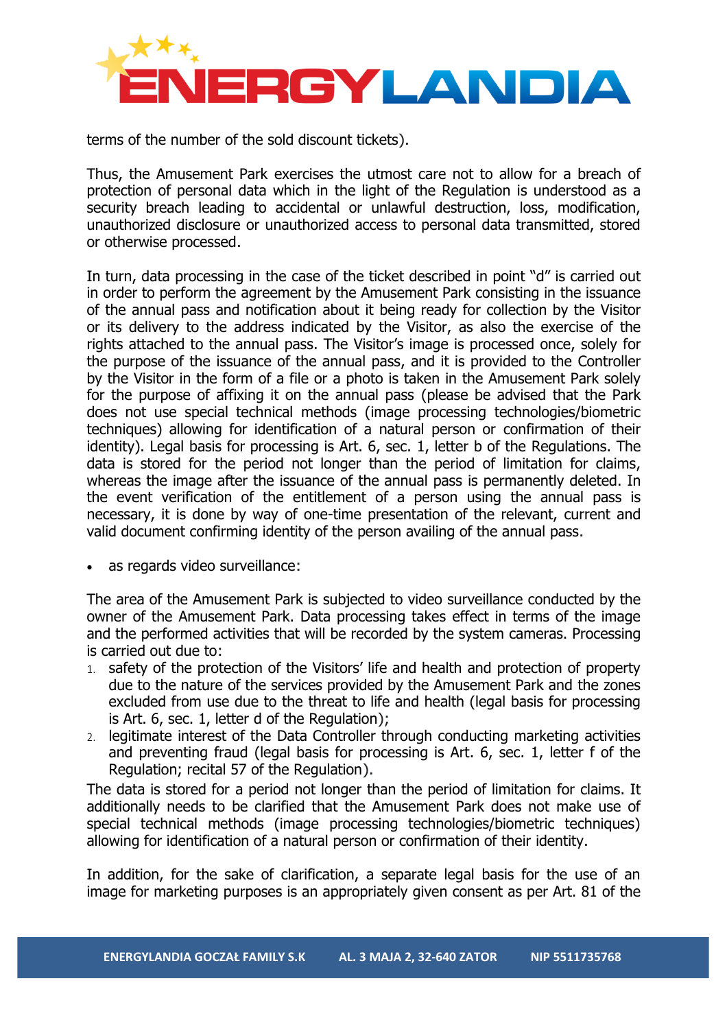terms of the number of the sold discount tickets).

Thus, the Amusement Park exercises the utmost care not to allow for a breach of protection of personal data which in the light of the Regulation is understood as a security breach leading to accidental or unlawful destruction, loss, modification, unauthorized disclosure or unauthorized access to personal data transmitted, stored or otherwise processed.

In turn, data processing in the case of the ticket described in point "d" is carried out in order to perform the agreement by the Amusement Park consisting in the issuance of the annual pass and notification about it being ready for collection by the Visitor or its delivery to the address indicated by the Visitor, as also the exercise of the rights attached to the annual pass. The Visitor's image is processed once, solely for the purpose of the issuance of the annual pass, and it is provided to the Controller by the Visitor in the form of a file or a photo is taken in the Amusement Park solely for the purpose of affixing it on the annual pass (please be advised that the Park does not use special technical methods (image processing technologies/biometric techniques) allowing for identification of a natural person or confirmation of their identity). Legal basis for processing is Art. 6, sec. 1, letter b of the Regulations. The data is stored for the period not longer than the period of limitation for claims, whereas the image after the issuance of the annual pass is permanently deleted. In the event verification of the entitlement of a person using the annual pass is necessary, it is done by way of one-time presentation of the relevant, current and valid document confirming identity of the person availing of the annual pass.

- as regards video surveillance:

The area of the Amusement Park is subjected to video surveillance conducted by the owner of the Amusement Park. Data processing takes effect in terms of the image and the performed activities that will be recorded by the system cameras. Processing is carried out due to:

1. safety of the protection of the Visitors' life and health and protection of property due to the nature of the services provided by the Amusement Park and the zones excluded from use due to the threat to life and health (legal basis for processing is Art. 6, sec. 1, letter d of the Regulation);
2. legitimate interest of the Data Controller through conducting marketing activities and preventing fraud (legal basis for processing is Art. 6, sec. 1, letter f of the Regulation; recital 57 of the Regulation).

The data is stored for a period not longer than the period of limitation for claims. It additionally needs to be clarified that the Amusement Park does not make use of special technical methods (image processing technologies/biometric techniques) allowing for identification of a natural person or confirmation of their identity.

In addition, for the sake of clarification, a separate legal basis for the use of an image for marketing purposes is an appropriately given consent as per Art. 81 of the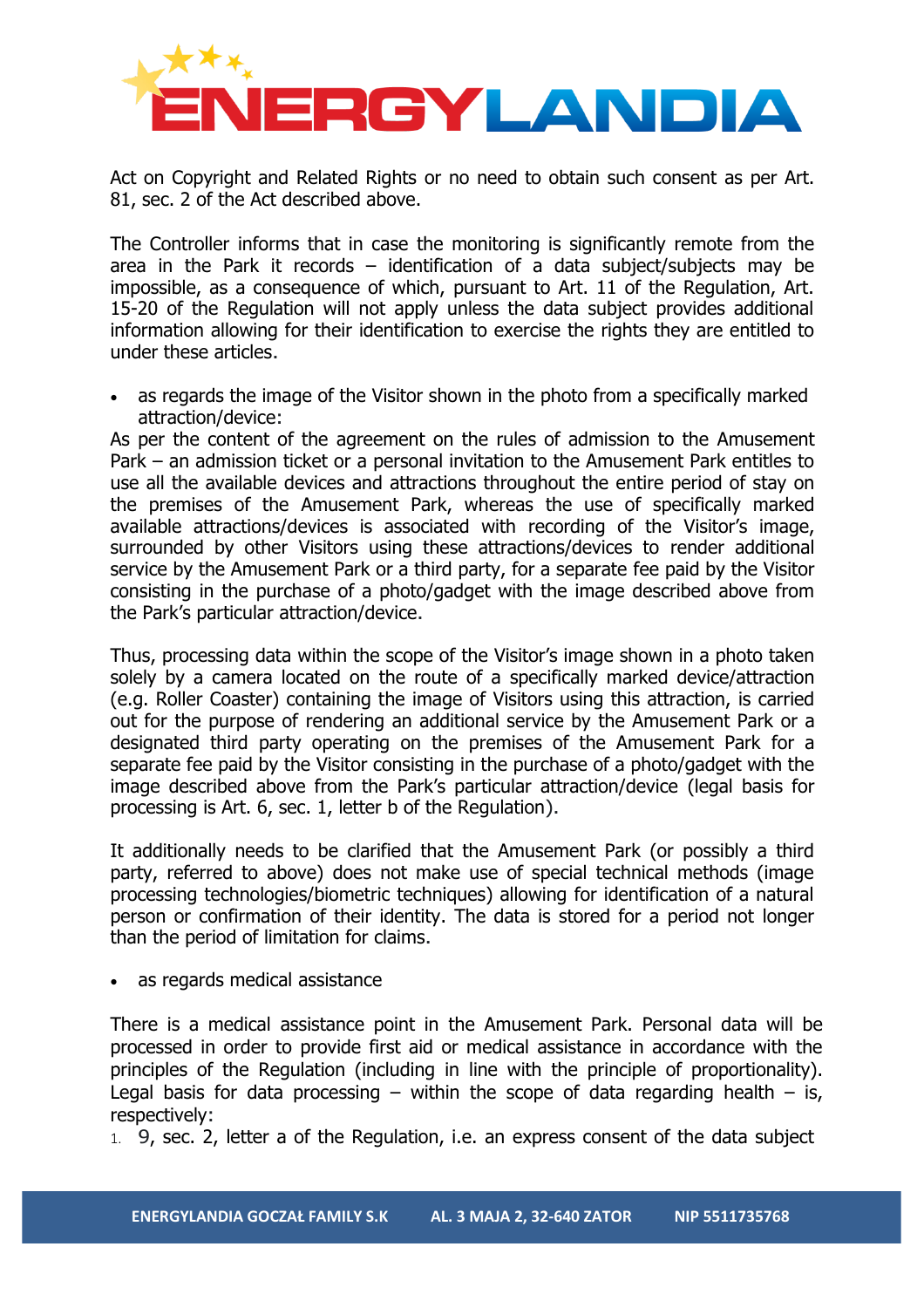Act on Copyright and Related Rights or no need to obtain such consent as per Art. 81, sec. 2 of the Act described above.

The Controller informs that in case the monitoring is significantly remote from the area in the Park it records – identification of a data subject/subjects may be impossible, as a consequence of which, pursuant to Art. 11 of the Regulation, Art. 15-20 of the Regulation will not apply unless the data subject provides additional information allowing for their identification to exercise the rights they are entitled to under these articles.

- as regards the image of the Visitor shown in the photo from a specifically marked attraction/device:

As per the content of the agreement on the rules of admission to the Amusement Park – an admission ticket or a personal invitation to the Amusement Park entitles to use all the available devices and attractions throughout the entire period of stay on the premises of the Amusement Park, whereas the use of specifically marked available attractions/devices is associated with recording of the Visitor's image, surrounded by other Visitors using these attractions/devices to render additional service by the Amusement Park or a third party, for a separate fee paid by the Visitor consisting in the purchase of a photo/gadget with the image described above from the Park's particular attraction/device.

Thus, processing data within the scope of the Visitor's image shown in a photo taken solely by a camera located on the route of a specifically marked device/attraction (e.g. Roller Coaster) containing the image of Visitors using this attraction, is carried out for the purpose of rendering an additional service by the Amusement Park or a designated third party operating on the premises of the Amusement Park for a separate fee paid by the Visitor consisting in the purchase of a photo/gadget with the image described above from the Park's particular attraction/device (legal basis for processing is Art. 6, sec. 1, letter b of the Regulation).

It additionally needs to be clarified that the Amusement Park (or possibly a third party, referred to above) does not make use of special technical methods (image processing technologies/biometric techniques) allowing for identification of a natural person or confirmation of their identity. The data is stored for a period not longer than the period of limitation for claims.

- as regards medical assistance

There is a medical assistance point in the Amusement Park. Personal data will be processed in order to provide first aid or medical assistance in accordance with the principles of the Regulation (including in line with the principle of proportionality). Legal basis for data processing – within the scope of data regarding health – is, respectively:

1. 9, sec. 2, letter a of the Regulation, i.e. an express consent of the data subject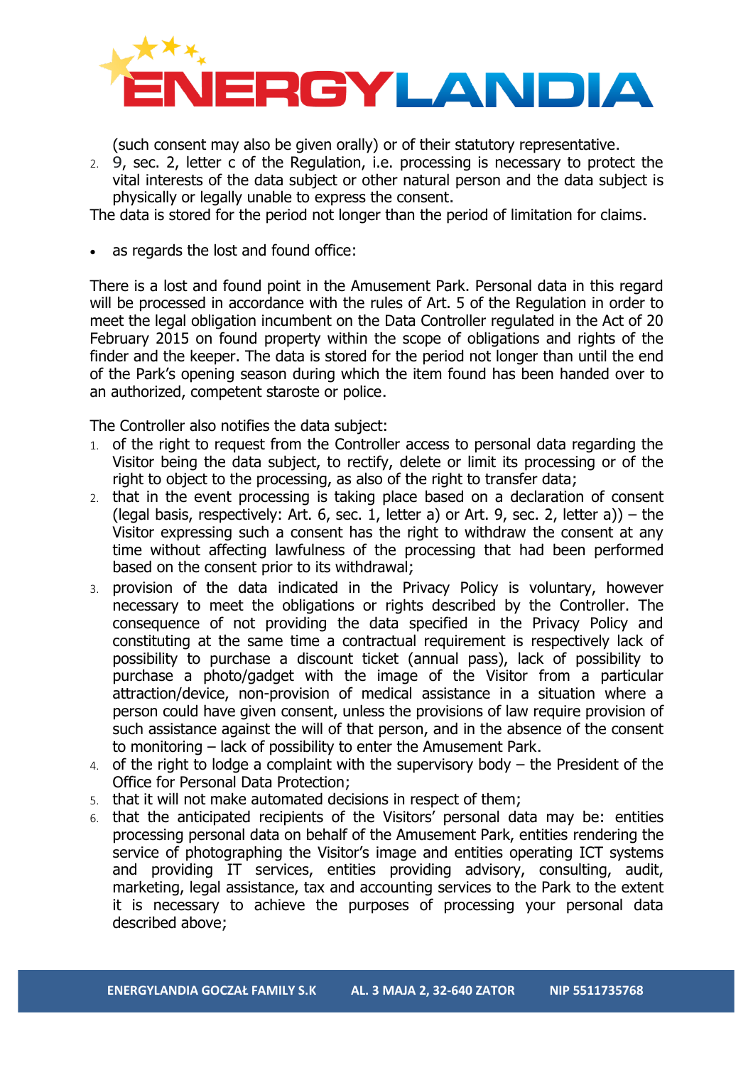(such consent may also be given orally) or of their statutory representative.

2. 9, sec. 2, letter c of the Regulation, i.e. processing is necessary to protect the vital interests of the data subject or other natural person and the data subject is physically or legally unable to express the consent.

The data is stored for the period not longer than the period of limitation for claims.

- as regards the lost and found office:

There is a lost and found point in the Amusement Park. Personal data in this regard will be processed in accordance with the rules of Art. 5 of the Regulation in order to meet the legal obligation incumbent on the Data Controller regulated in the Act of 20 February 2015 on found property within the scope of obligations and rights of the finder and the keeper. The data is stored for the period not longer than until the end of the Park's opening season during which the item found has been handed over to an authorized, competent staroste or police.

The Controller also notifies the data subject:

1. of the right to request from the Controller access to personal data regarding the Visitor being the data subject, to rectify, delete or limit its processing or of the right to object to the processing, as also of the right to transfer data;
2. that in the event processing is taking place based on a declaration of consent (legal basis, respectively: Art. 6, sec. 1, letter a) or Art. 9, sec. 2, letter a)) – the Visitor expressing such a consent has the right to withdraw the consent at any time without affecting lawfulness of the processing that had been performed based on the consent prior to its withdrawal;
3. provision of the data indicated in the Privacy Policy is voluntary, however necessary to meet the obligations or rights described by the Controller. The consequence of not providing the data specified in the Privacy Policy and constituting at the same time a contractual requirement is respectively lack of possibility to purchase a discount ticket (annual pass), lack of possibility to purchase a photo/gadget with the image of the Visitor from a particular attraction/device, non-provision of medical assistance in a situation where a person could have given consent, unless the provisions of law require provision of such assistance against the will of that person, and in the absence of the consent to monitoring – lack of possibility to enter the Amusement Park.
4. of the right to lodge a complaint with the supervisory body – the President of the Office for Personal Data Protection;
5. that it will not make automated decisions in respect of them;
6. that the anticipated recipients of the Visitors' personal data may be: entities processing personal data on behalf of the Amusement Park, entities rendering the service of photographing the Visitor's image and entities operating ICT systems and providing IT services, entities providing advisory, consulting, audit, marketing, legal assistance, tax and accounting services to the Park to the extent it is necessary to achieve the purposes of processing your personal data described above;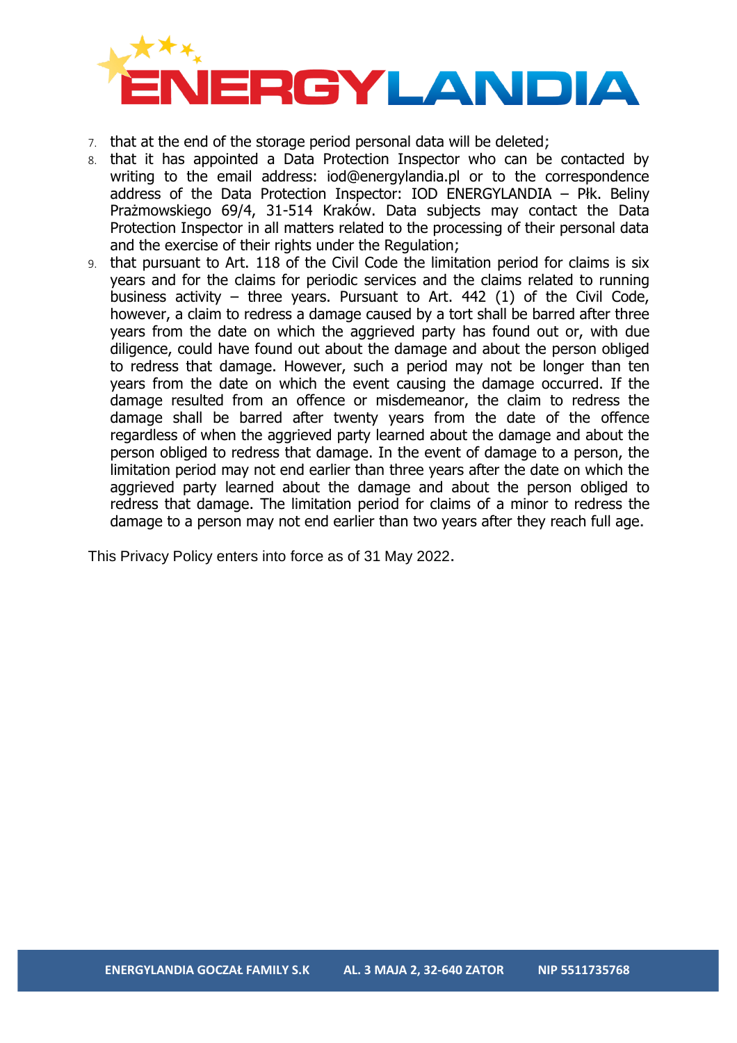7. that at the end of the storage period personal data will be deleted;
8. that it has appointed a Data Protection Inspector who can be contacted by writing to the email address: iod@energylandia.pl or to the correspondence address of the Data Protection Inspector: IOD ENERGYLANDIA – Płk. Beliny Prażmowskiego 69/4, 31-514 Kraków. Data subjects may contact the Data Protection Inspector in all matters related to the processing of their personal data and the exercise of their rights under the Regulation;
9. that pursuant to Art. 118 of the Civil Code the limitation period for claims is six years and for the claims for periodic services and the claims related to running business activity – three years. Pursuant to Art. 442 (1) of the Civil Code, however, a claim to redress a damage caused by a tort shall be barred after three years from the date on which the aggrieved party has found out or, with due diligence, could have found out about the damage and about the person obliged to redress that damage. However, such a period may not be longer than ten years from the date on which the event causing the damage occurred. If the damage resulted from an offence or misdemeanor, the claim to redress the damage shall be barred after twenty years from the date of the offence regardless of when the aggrieved party learned about the damage and about the person obliged to redress that damage. In the event of damage to a person, the limitation period may not end earlier than three years after the date on which the aggrieved party learned about the damage and about the person obliged to redress that damage. The limitation period for claims of a minor to redress the damage to a person may not end earlier than two years after they reach full age.

This Privacy Policy enters into force as of 31 May 2022.